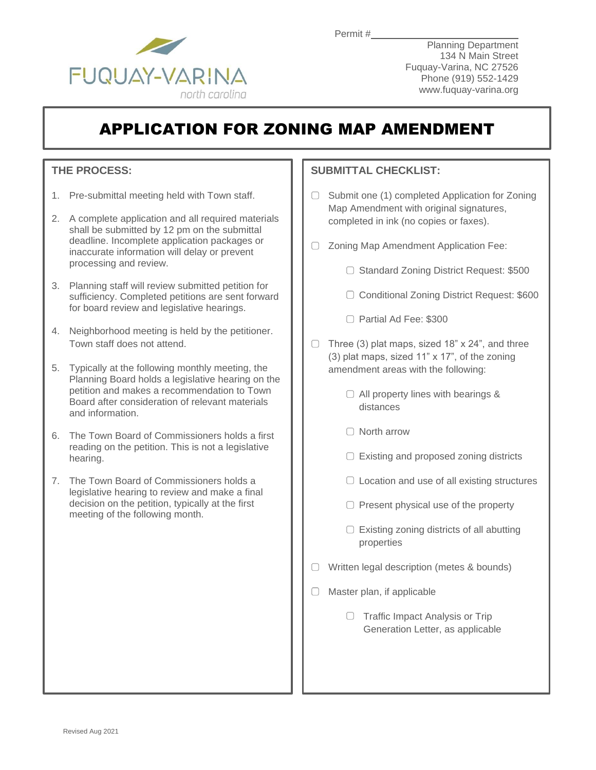Permit #\_\_\_\_\_\_\_\_\_\_\_\_\_\_\_\_\_\_\_\_

FUQUAY-VARINA
north carolina

Planning Department
134 N Main Street
Fuquay-Varina, NC 27526
Phone (919) 552-1429
www.fuquay-varina.org

# APPLICATION FOR ZONING MAP AMENDMENT

## THE PROCESS:

1. Pre-submittal meeting held with Town staff.
2. A complete application and all required materials shall be submitted by 12 pm on the submittal deadline. Incomplete application packages or inaccurate information will delay or prevent processing and review.
3. Planning staff will review submitted petition for sufficiency. Completed petitions are sent forward for board review and legislative hearings.
4. Neighborhood meeting is held by the petitioner. Town staff does not attend.
5. Typically at the following monthly meeting, the Planning Board holds a legislative hearing on the petition and makes a recommendation to Town Board after consideration of relevant materials and information.
6. The Town Board of Commissioners holds a first reading on the petition. This is not a legislative hearing.
7. The Town Board of Commissioners holds a legislative hearing to review and make a final decision on the petition, typically at the first meeting of the following month.

## SUBMITTAL CHECKLIST:

- ☐ Submit one (1) completed Application for Zoning Map Amendment with original signatures, completed in ink (no copies or faxes).
- ☐ Zoning Map Amendment Application Fee:
  - ☐ Standard Zoning District Request: $500
  - ☐ Conditional Zoning District Request: $600
  - ☐ Partial Ad Fee: $300
- ☐ Three (3) plat maps, sized 18" x 24", and three (3) plat maps, sized 11" x 17", of the zoning amendment areas with the following:
  - ☐ All property lines with bearings & distances
  - ☐ North arrow
  - ☐ Existing and proposed zoning districts
  - ☐ Location and use of all existing structures
  - ☐ Present physical use of the property
  - ☐ Existing zoning districts of all abutting properties
- ☐ Written legal description (metes & bounds)
- ☐ Master plan, if applicable
  - ☐ Traffic Impact Analysis or Trip Generation Letter, as applicable

Revised Aug 2021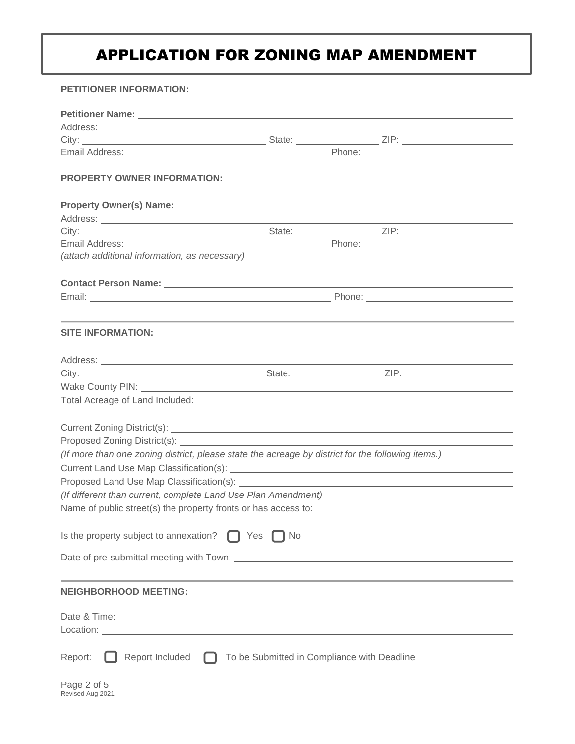# APPLICATION FOR ZONING MAP AMENDMENT

**PETITIONER INFORMATION:**

**Petitioner Name:** ______________________________

Address: ______________________________

City: ____________ State: ____________ ZIP: ____________

Email Address: ____________ Phone: ____________

**PROPERTY OWNER INFORMATION:**

**Property Owner(s) Name:** ______________________________

Address: ______________________________

City: ____________ State: ____________ ZIP: ____________

Email Address: ____________ Phone: ____________

*(attach additional information, as necessary)*

**Contact Person Name:** ______________________________

Email: ____________ Phone: ____________

---

**SITE INFORMATION:**

Address: ______________________________

City: ____________ State: ____________ ZIP: ____________

Wake County PIN: ______________________________

Total Acreage of Land Included: ______________________________

Current Zoning District(s): ______________________________

Proposed Zoning District(s): ______________________________

*(If more than one zoning district, please state the acreage by district for the following items.)*

Current Land Use Map Classification(s): ______________________________

Proposed Land Use Map Classification(s): ______________________________

*(If different than current, complete Land Use Plan Amendment)*

Name of public street(s) the property fronts or has access to: ______________________________

Is the property subject to annexation? ☐ Yes ☐ No

Date of pre-submittal meeting with Town: ______________________________

---

**NEIGHBORHOOD MEETING:**

Date & Time: ______________________________

Location: ______________________________

Report: ☐ Report Included ☐ To be Submitted in Compliance with Deadline

Revised Aug 2021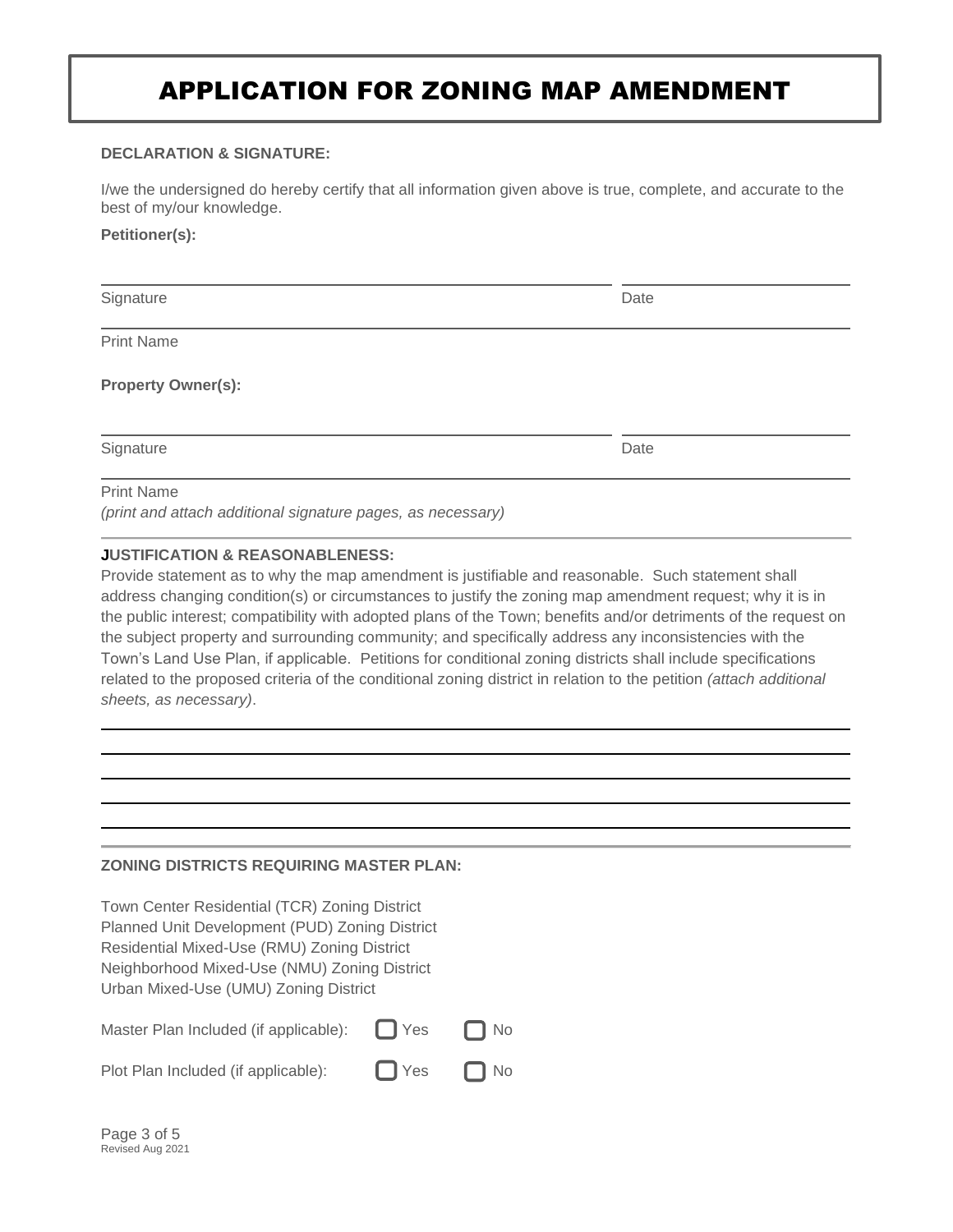# APPLICATION FOR ZONING MAP AMENDMENT

**DECLARATION & SIGNATURE:**

I/we the undersigned do hereby certify that all information given above is true, complete, and accurate to the best of my/our knowledge.

**Petitioner(s):**

______________________________________________ ____________________

Signature Date

__________________________________________________________________

Print Name

**Property Owner(s):**

______________________________________________ ____________________

Signature Date

__________________________________________________________________

Print Name

*(print and attach additional signature pages, as necessary)*

---

**JUSTIFICATION & REASONABLENESS:**

Provide statement as to why the map amendment is justifiable and reasonable. Such statement shall address changing condition(s) or circumstances to justify the zoning map amendment request; why it is in the public interest; compatibility with adopted plans of the Town; benefits and/or detriments of the request on the subject property and surrounding community; and specifically address any inconsistencies with the Town's Land Use Plan, if applicable. Petitions for conditional zoning districts shall include specifications related to the proposed criteria of the conditional zoning district in relation to the petition *(attach additional sheets, as necessary)*.

__________________________________________________________________

__________________________________________________________________

__________________________________________________________________

__________________________________________________________________

__________________________________________________________________

---

**ZONING DISTRICTS REQUIRING MASTER PLAN:**

Town Center Residential (TCR) Zoning District
Planned Unit Development (PUD) Zoning District
Residential Mixed-Use (RMU) Zoning District
Neighborhood Mixed-Use (NMU) Zoning District
Urban Mixed-Use (UMU) Zoning District

Master Plan Included (if applicable): ☐ Yes ☐ No

Plot Plan Included (if applicable): ☐ Yes ☐ No

Revised Aug 2021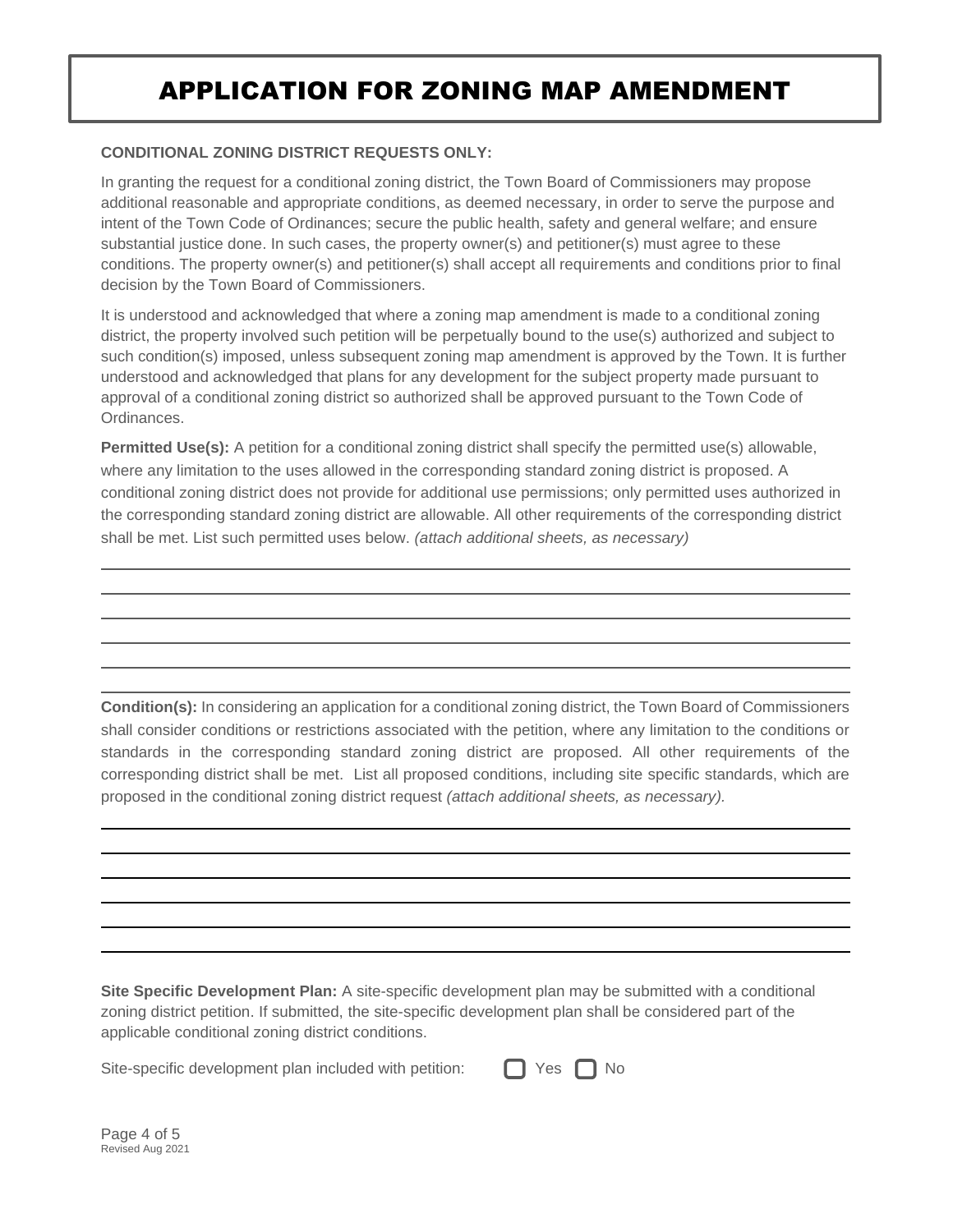# APPLICATION FOR ZONING MAP AMENDMENT

**CONDITIONAL ZONING DISTRICT REQUESTS ONLY:**

In granting the request for a conditional zoning district, the Town Board of Commissioners may propose additional reasonable and appropriate conditions, as deemed necessary, in order to serve the purpose and intent of the Town Code of Ordinances; secure the public health, safety and general welfare; and ensure substantial justice done. In such cases, the property owner(s) and petitioner(s) must agree to these conditions. The property owner(s) and petitioner(s) shall accept all requirements and conditions prior to final decision by the Town Board of Commissioners.

It is understood and acknowledged that where a zoning map amendment is made to a conditional zoning district, the property involved such petition will be perpetually bound to the use(s) authorized and subject to such condition(s) imposed, unless subsequent zoning map amendment is approved by the Town. It is further understood and acknowledged that plans for any development for the subject property made pursuant to approval of a conditional zoning district so authorized shall be approved pursuant to the Town Code of Ordinances.

**Permitted Use(s):** A petition for a conditional zoning district shall specify the permitted use(s) allowable, where any limitation to the uses allowed in the corresponding standard zoning district is proposed. A conditional zoning district does not provide for additional use permissions; only permitted uses authorized in the corresponding standard zoning district are allowable. All other requirements of the corresponding district shall be met. List such permitted uses below. *(attach additional sheets, as necessary)*

______________________________________________________________________

______________________________________________________________________

______________________________________________________________________

______________________________________________________________________

______________________________________________________________________

______________________________________________________________________

**Condition(s):** In considering an application for a conditional zoning district, the Town Board of Commissioners shall consider conditions or restrictions associated with the petition, where any limitation to the conditions or standards in the corresponding standard zoning district are proposed. All other requirements of the corresponding district shall be met. List all proposed conditions, including site specific standards, which are proposed in the conditional zoning district request *(attach additional sheets, as necessary).*

______________________________________________________________________

______________________________________________________________________

______________________________________________________________________

______________________________________________________________________

______________________________________________________________________

______________________________________________________________________

**Site Specific Development Plan:** A site-specific development plan may be submitted with a conditional zoning district petition. If submitted, the site-specific development plan shall be considered part of the applicable conditional zoning district conditions.

Site-specific development plan included with petition: ☐ Yes ☐ No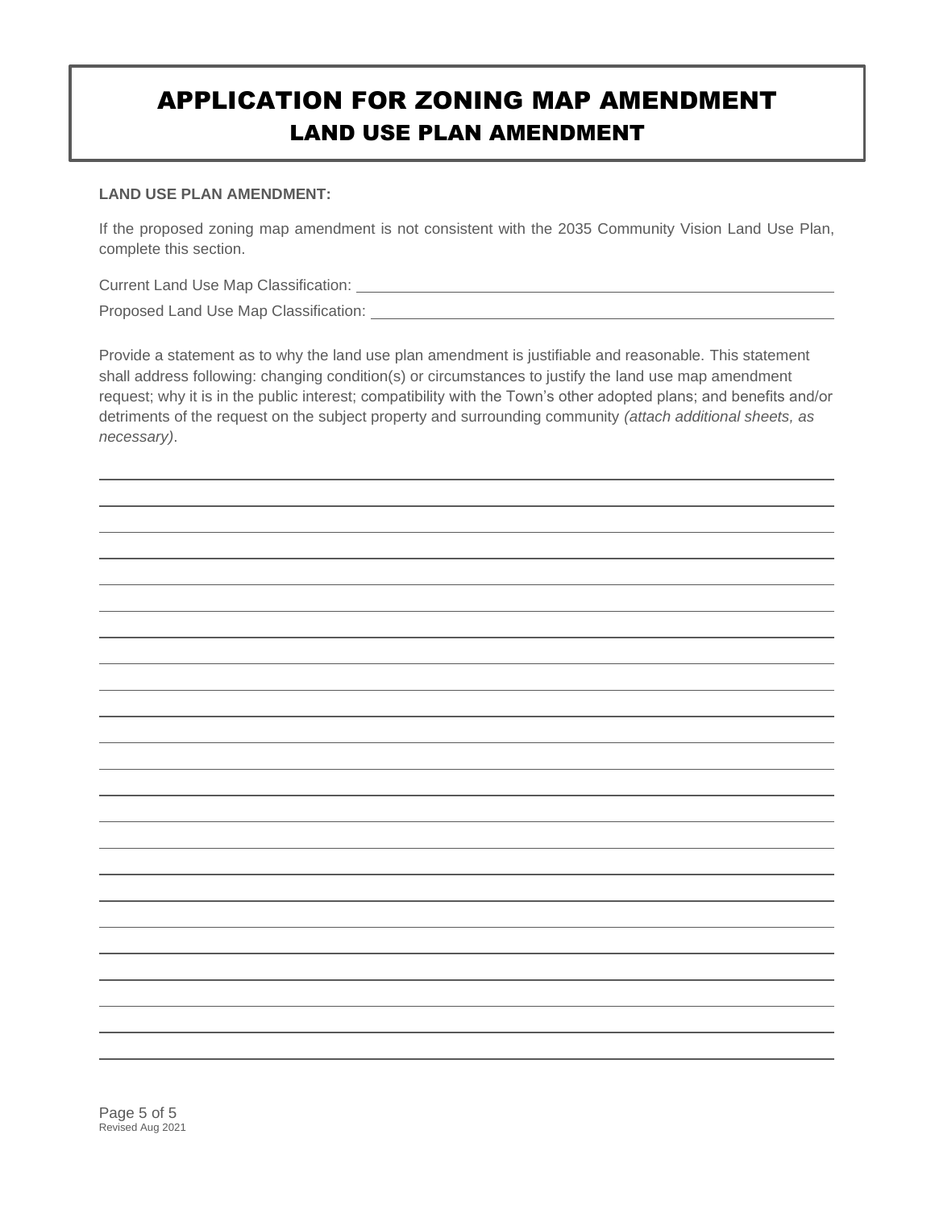# APPLICATION FOR ZONING MAP AMENDMENT
## LAND USE PLAN AMENDMENT

**LAND USE PLAN AMENDMENT:**

If the proposed zoning map amendment is not consistent with the 2035 Community Vision Land Use Plan, complete this section.

Current Land Use Map Classification: ______________________________

Proposed Land Use Map Classification: ______________________________

Provide a statement as to why the land use plan amendment is justifiable and reasonable. This statement shall address following: changing condition(s) or circumstances to justify the land use map amendment request; why it is in the public interest; compatibility with the Town's other adopted plans; and benefits and/or detriments of the request on the subject property and surrounding community *(attach additional sheets, as necessary)*.

______________________________________________________________________

______________________________________________________________________

______________________________________________________________________

______________________________________________________________________

______________________________________________________________________

______________________________________________________________________

______________________________________________________________________

______________________________________________________________________

______________________________________________________________________

______________________________________________________________________

______________________________________________________________________

______________________________________________________________________

______________________________________________________________________

______________________________________________________________________

______________________________________________________________________

______________________________________________________________________

______________________________________________________________________

______________________________________________________________________

______________________________________________________________________

______________________________________________________________________

______________________________________________________________________

______________________________________________________________________

______________________________________________________________________

Revised Aug 2021